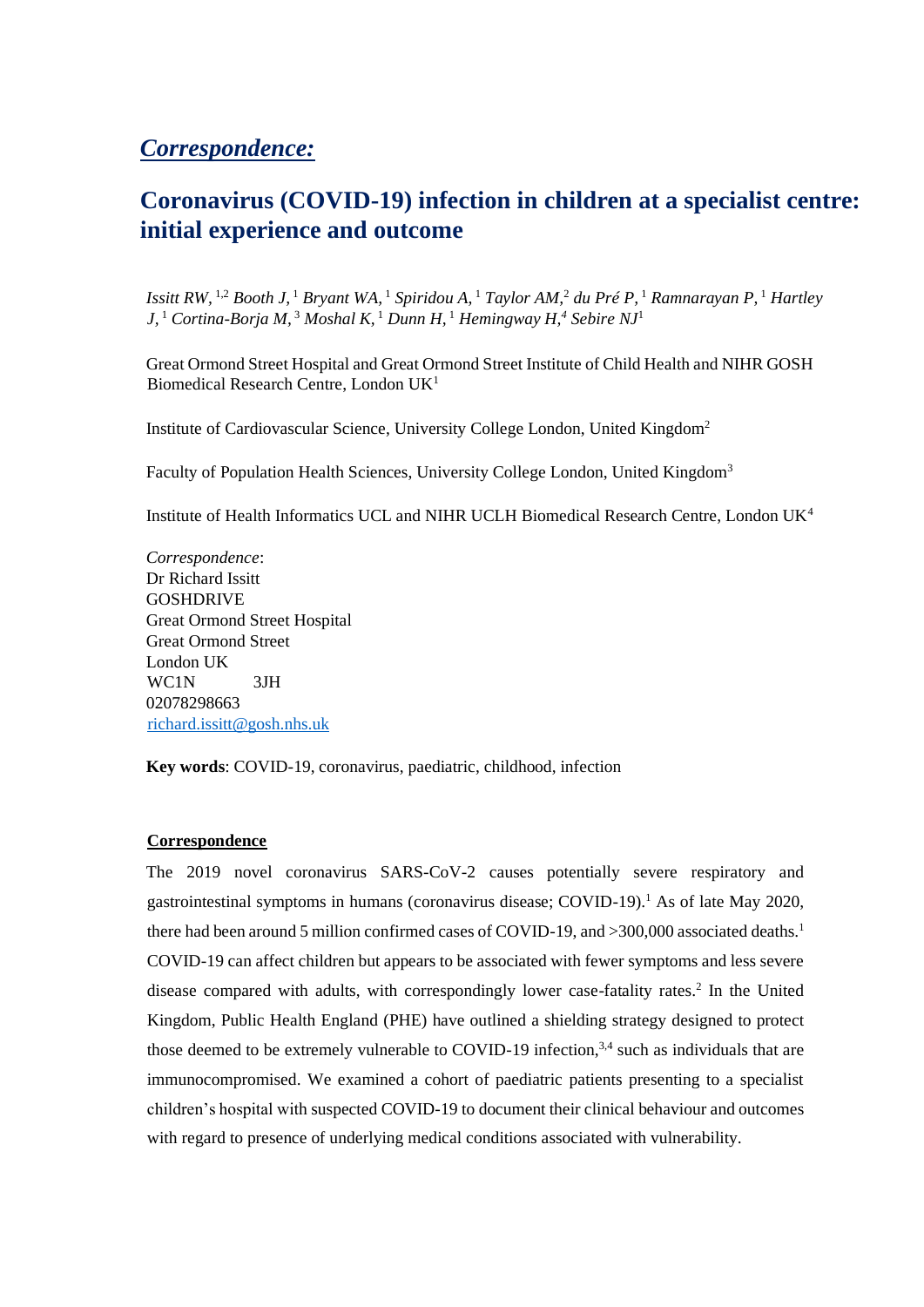## *Correspondence:*

# Coronavirus (COVID-19) infection in children at a specialist centre: initial experience and outcome

*Issitt RW,* [1,2] *Booth J,* [1] *Bryant WA,* [1] *Spiridou A,* [1] *Taylor AM,*[2] *du Pré P,* [1] *Ramnarayan P,* [1] *Hartley J,* [1] *Cortina-Borja M,* [3] *Moshal K,* [1] *Dunn H,* [1] *Hemingway H,*[4] *Sebire NJ*[1]

Great Ormond Street Hospital and Great Ormond Street Institute of Child Health and NIHR GOSH Biomedical Research Centre, London UK[1]

Institute of Cardiovascular Science, University College London, United Kingdom[2]

Faculty of Population Health Sciences, University College London, United Kingdom[3]

Institute of Health Informatics UCL and NIHR UCLH Biomedical Research Centre, London UK[4]

*Correspondence*:
Dr Richard Issitt
GOSHDRIVE
Great Ormond Street Hospital
Great Ormond Street
London UK
WC1N 3JH
02078298663
richard.issitt@gosh.nhs.uk

**Key words**: COVID-19, coronavirus, paediatric, childhood, infection

## Correspondence

The 2019 novel coronavirus SARS-CoV-2 causes potentially severe respiratory and gastrointestinal symptoms in humans (coronavirus disease; COVID-19).[1] As of late May 2020, there had been around 5 million confirmed cases of COVID-19, and >300,000 associated deaths.[1] COVID-19 can affect children but appears to be associated with fewer symptoms and less severe disease compared with adults, with correspondingly lower case-fatality rates.[2] In the United Kingdom, Public Health England (PHE) have outlined a shielding strategy designed to protect those deemed to be extremely vulnerable to COVID-19 infection,[3,4] such as individuals that are immunocompromised. We examined a cohort of paediatric patients presenting to a specialist children's hospital with suspected COVID-19 to document their clinical behaviour and outcomes with regard to presence of underlying medical conditions associated with vulnerability.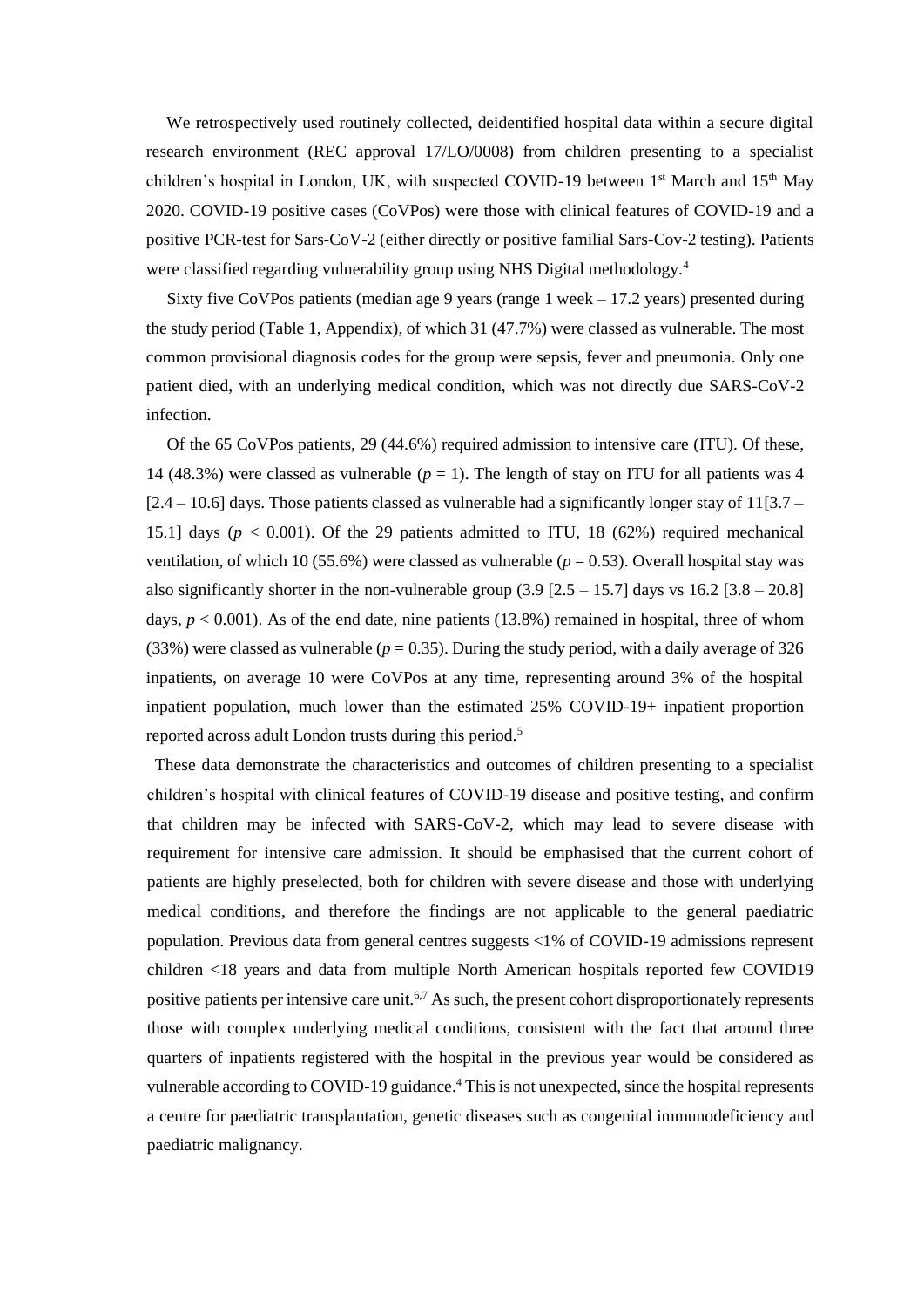We retrospectively used routinely collected, deidentified hospital data within a secure digital research environment (REC approval 17/LO/0008) from children presenting to a specialist children's hospital in London, UK, with suspected COVID-19 between 1st March and 15th May 2020. COVID-19 positive cases (CoVPos) were those with clinical features of COVID-19 and a positive PCR-test for Sars-CoV-2 (either directly or positive familial Sars-Cov-2 testing). Patients were classified regarding vulnerability group using NHS Digital methodology.[4]

Sixty five CoVPos patients (median age 9 years (range 1 week – 17.2 years) presented during the study period (Table 1, Appendix), of which 31 (47.7%) were classed as vulnerable. The most common provisional diagnosis codes for the group were sepsis, fever and pneumonia. Only one patient died, with an underlying medical condition, which was not directly due SARS-CoV-2 infection.

Of the 65 CoVPos patients, 29 (44.6%) required admission to intensive care (ITU). Of these, 14 (48.3%) were classed as vulnerable ($p = 1$). The length of stay on ITU for all patients was 4 [2.4 – 10.6] days. Those patients classed as vulnerable had a significantly longer stay of 11[3.7 – 15.1] days ($p < 0.001$). Of the 29 patients admitted to ITU, 18 (62%) required mechanical ventilation, of which 10 (55.6%) were classed as vulnerable ($p = 0.53$). Overall hospital stay was also significantly shorter in the non-vulnerable group (3.9 [2.5 – 15.7] days vs 16.2 [3.8 – 20.8] days, $p < 0.001$). As of the end date, nine patients (13.8%) remained in hospital, three of whom (33%) were classed as vulnerable ($p = 0.35$). During the study period, with a daily average of 326 inpatients, on average 10 were CoVPos at any time, representing around 3% of the hospital inpatient population, much lower than the estimated 25% COVID-19+ inpatient proportion reported across adult London trusts during this period.[5]

These data demonstrate the characteristics and outcomes of children presenting to a specialist children's hospital with clinical features of COVID-19 disease and positive testing, and confirm that children may be infected with SARS-CoV-2, which may lead to severe disease with requirement for intensive care admission. It should be emphasised that the current cohort of patients are highly preselected, both for children with severe disease and those with underlying medical conditions, and therefore the findings are not applicable to the general paediatric population. Previous data from general centres suggests <1% of COVID-19 admissions represent children <18 years and data from multiple North American hospitals reported few COVID19 positive patients per intensive care unit.[6,7] As such, the present cohort disproportionately represents those with complex underlying medical conditions, consistent with the fact that around three quarters of inpatients registered with the hospital in the previous year would be considered as vulnerable according to COVID-19 guidance.[4] This is not unexpected, since the hospital represents a centre for paediatric transplantation, genetic diseases such as congenital immunodeficiency and paediatric malignancy.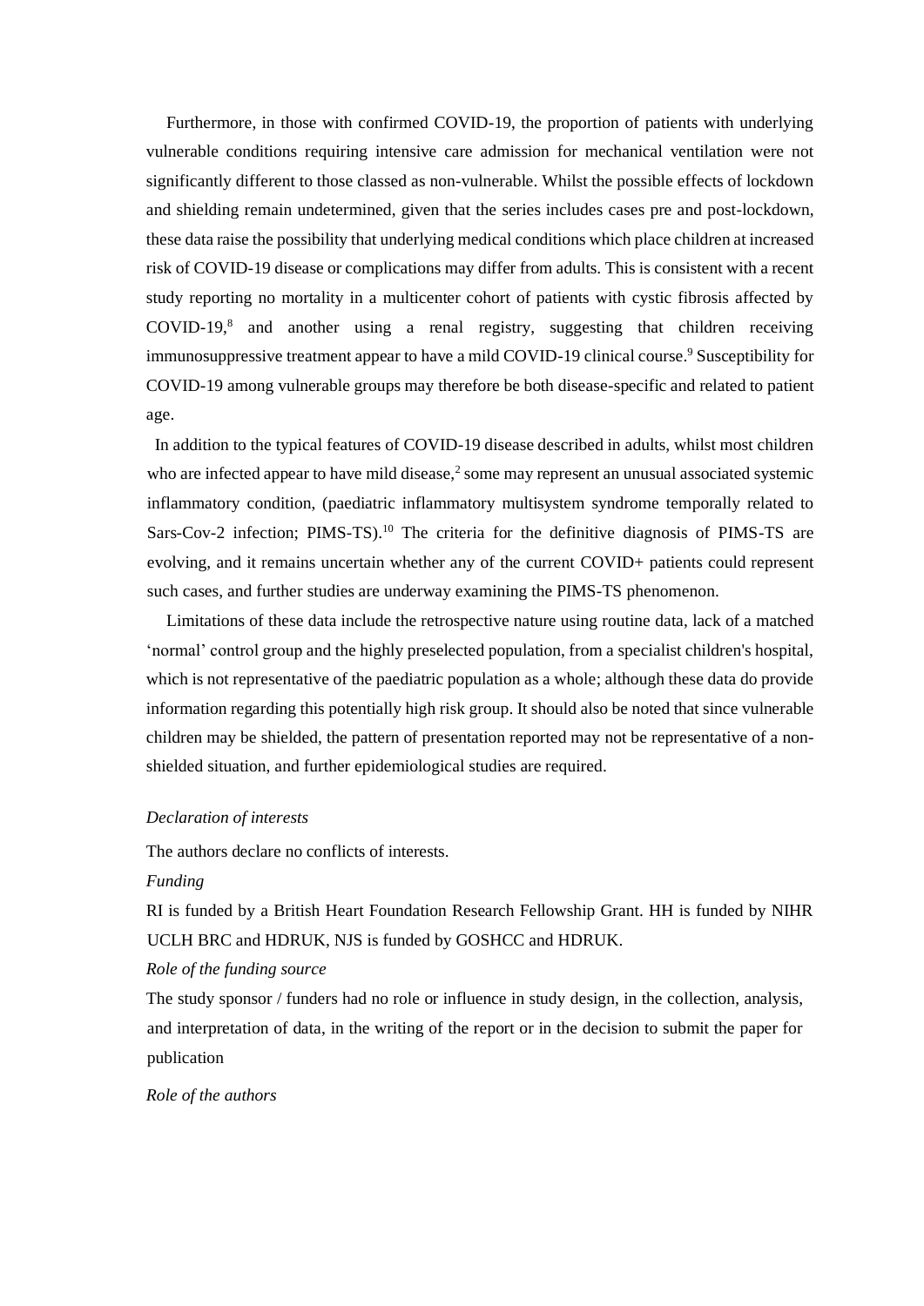Furthermore, in those with confirmed COVID-19, the proportion of patients with underlying vulnerable conditions requiring intensive care admission for mechanical ventilation were not significantly different to those classed as non-vulnerable. Whilst the possible effects of lockdown and shielding remain undetermined, given that the series includes cases pre and post-lockdown, these data raise the possibility that underlying medical conditions which place children at increased risk of COVID-19 disease or complications may differ from adults. This is consistent with a recent study reporting no mortality in a multicenter cohort of patients with cystic fibrosis affected by COVID-19,[8] and another using a renal registry, suggesting that children receiving immunosuppressive treatment appear to have a mild COVID-19 clinical course.[9] Susceptibility for COVID-19 among vulnerable groups may therefore be both disease-specific and related to patient age.

In addition to the typical features of COVID-19 disease described in adults, whilst most children who are infected appear to have mild disease,[2] some may represent an unusual associated systemic inflammatory condition, (paediatric inflammatory multisystem syndrome temporally related to Sars-Cov-2 infection; PIMS-TS).[10] The criteria for the definitive diagnosis of PIMS-TS are evolving, and it remains uncertain whether any of the current COVID+ patients could represent such cases, and further studies are underway examining the PIMS-TS phenomenon.

Limitations of these data include the retrospective nature using routine data, lack of a matched 'normal' control group and the highly preselected population, from a specialist children's hospital, which is not representative of the paediatric population as a whole; although these data do provide information regarding this potentially high risk group. It should also be noted that since vulnerable children may be shielded, the pattern of presentation reported may not be representative of a non-shielded situation, and further epidemiological studies are required.

*Declaration of interests*

The authors declare no conflicts of interests.

*Funding*

RI is funded by a British Heart Foundation Research Fellowship Grant. HH is funded by NIHR UCLH BRC and HDRUK, NJS is funded by GOSHCC and HDRUK.

*Role of the funding source*

The study sponsor / funders had no role or influence in study design, in the collection, analysis, and interpretation of data, in the writing of the report or in the decision to submit the paper for publication

*Role of the authors*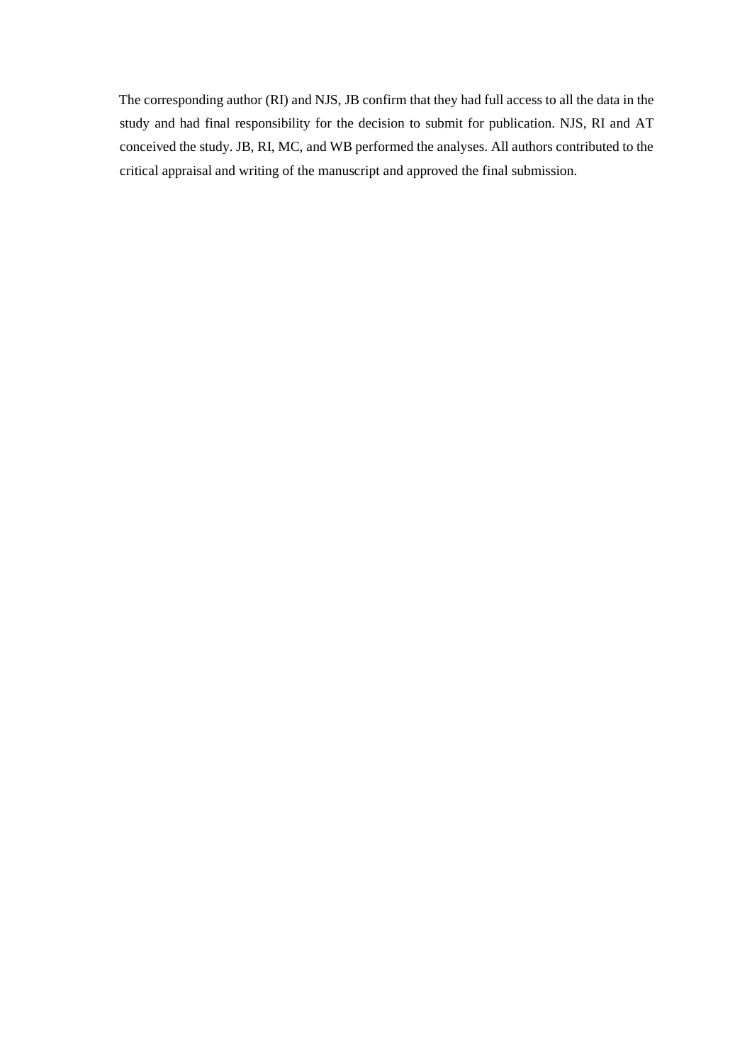The corresponding author (RI) and NJS, JB confirm that they had full access to all the data in the study and had final responsibility for the decision to submit for publication. NJS, RI and AT conceived the study. JB, RI, MC, and WB performed the analyses. All authors contributed to the critical appraisal and writing of the manuscript and approved the final submission.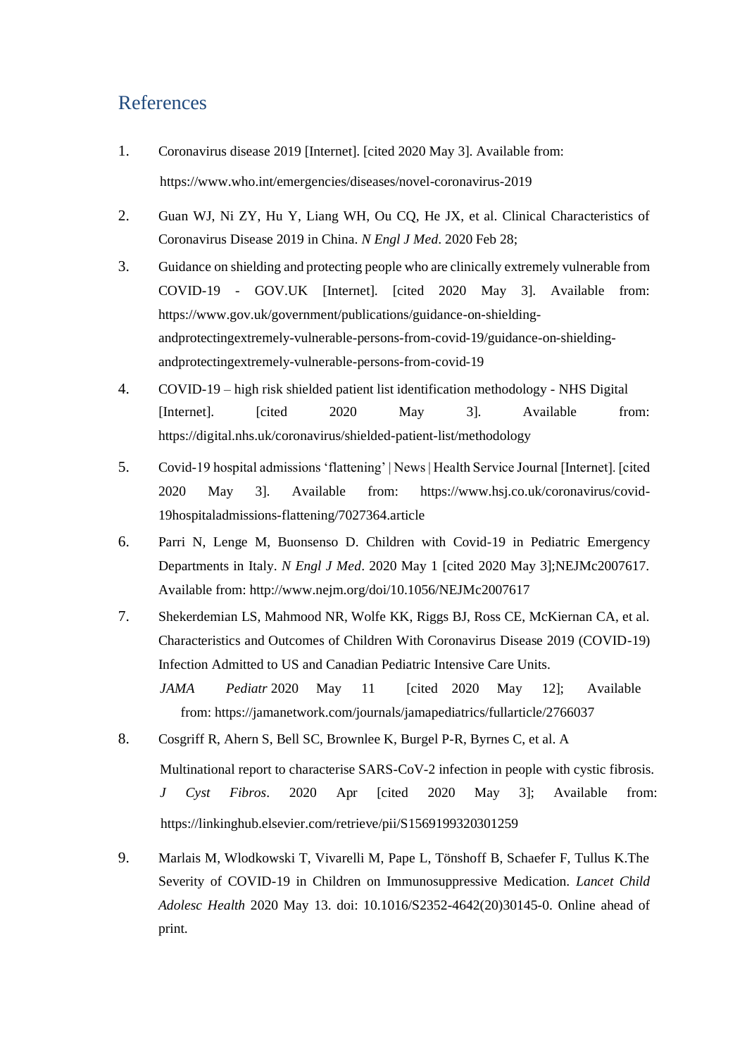## References

1. Coronavirus disease 2019 [Internet]. [cited 2020 May 3]. Available from: https://www.who.int/emergencies/diseases/novel-coronavirus-2019

2. Guan WJ, Ni ZY, Hu Y, Liang WH, Ou CQ, He JX, et al. Clinical Characteristics of Coronavirus Disease 2019 in China. *N Engl J Med*. 2020 Feb 28;

3. Guidance on shielding and protecting people who are clinically extremely vulnerable from COVID-19 - GOV.UK [Internet]. [cited 2020 May 3]. Available from: https://www.gov.uk/government/publications/guidance-on-shielding-andprotectingextremely-vulnerable-persons-from-covid-19/guidance-on-shielding-andprotectingextremely-vulnerable-persons-from-covid-19

4. COVID-19 – high risk shielded patient list identification methodology - NHS Digital [Internet]. [cited 2020 May 3]. Available from: https://digital.nhs.uk/coronavirus/shielded-patient-list/methodology

5. Covid-19 hospital admissions 'flattening' | News | Health Service Journal [Internet]. [cited 2020 May 3]. Available from: https://www.hsj.co.uk/coronavirus/covid-19hospitaladmissions-flattening/7027364.article

6. Parri N, Lenge M, Buonsenso D. Children with Covid-19 in Pediatric Emergency Departments in Italy. *N Engl J Med*. 2020 May 1 [cited 2020 May 3];NEJMc2007617. Available from: http://www.nejm.org/doi/10.1056/NEJMc2007617

7. Shekerdemian LS, Mahmood NR, Wolfe KK, Riggs BJ, Ross CE, McKiernan CA, et al. Characteristics and Outcomes of Children With Coronavirus Disease 2019 (COVID-19) Infection Admitted to US and Canadian Pediatric Intensive Care Units. *JAMA Pediatr* 2020 May 11 [cited 2020 May 12]; Available from: https://jamanetwork.com/journals/jamapediatrics/fullarticle/2766037

8. Cosgriff R, Ahern S, Bell SC, Brownlee K, Burgel P-R, Byrnes C, et al. A Multinational report to characterise SARS-CoV-2 infection in people with cystic fibrosis. *J Cyst Fibros*. 2020 Apr [cited 2020 May 3]; Available from: https://linkinghub.elsevier.com/retrieve/pii/S1569199320301259

9. Marlais M, Wlodkowski T, Vivarelli M, Pape L, Tönshoff B, Schaefer F, Tullus K.The Severity of COVID-19 in Children on Immunosuppressive Medication. *Lancet Child Adolesc Health* 2020 May 13. doi: 10.1016/S2352-4642(20)30145-0. Online ahead of print.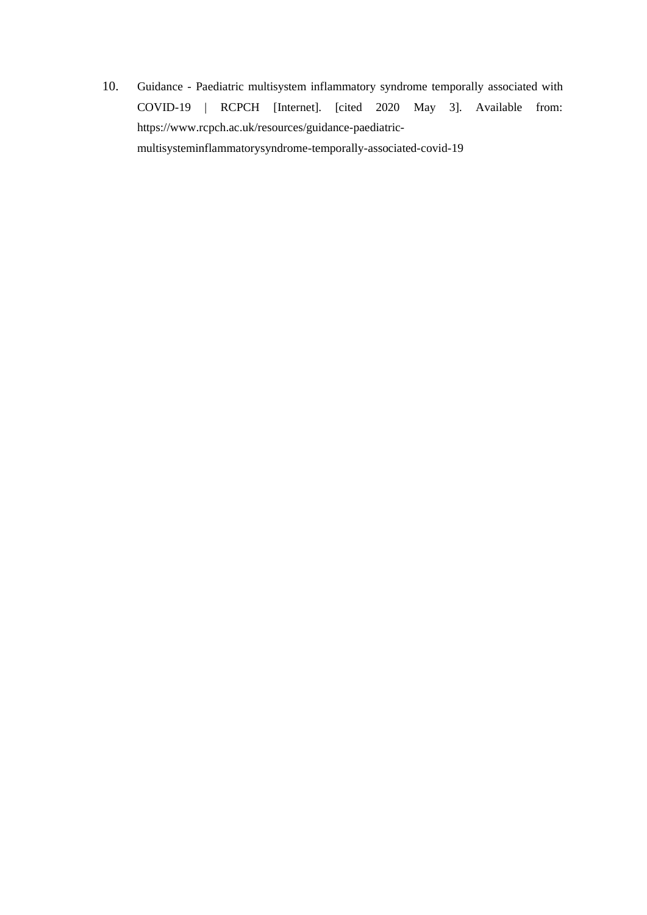10. Guidance - Paediatric multisystem inflammatory syndrome temporally associated with COVID-19 | RCPCH [Internet]. [cited 2020 May 3]. Available from: https://www.rcpch.ac.uk/resources/guidance-paediatric-multisysteminflammatorysyndrome-temporally-associated-covid-19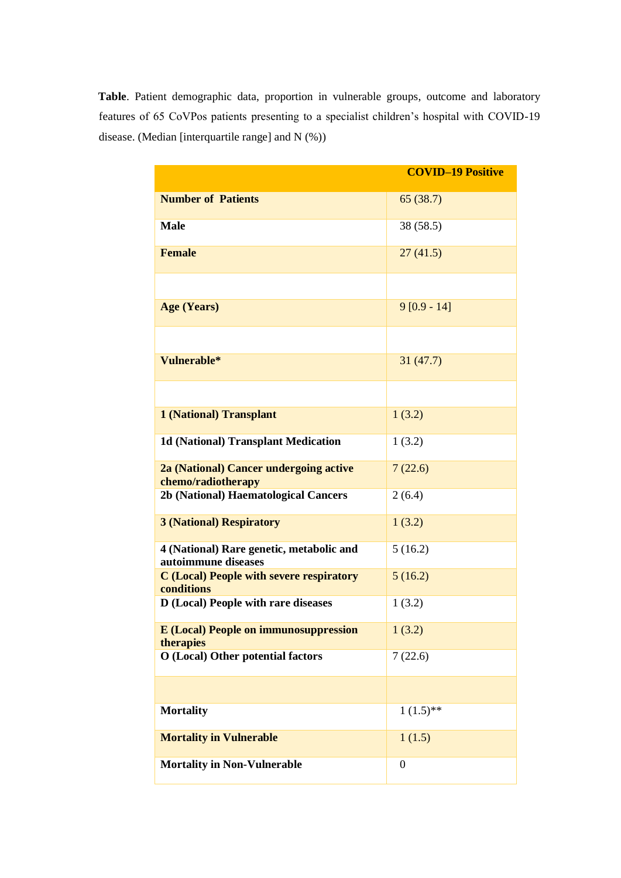**Table**. Patient demographic data, proportion in vulnerable groups, outcome and laboratory features of 65 CoVPos patients presenting to a specialist children's hospital with COVID-19 disease. (Median [interquartile range] and N (%))

| | COVID–19 Positive |
|---|---|
| **Number of Patients** | 65 (38.7) |
| **Male** | 38 (58.5) |
| **Female** | 27 (41.5) |
| | |
| **Age (Years)** | 9 [0.9 - 14] |
| | |
| **Vulnerable*** | 31 (47.7) |
| | |
| **1 (National) Transplant** | 1 (3.2) |
| **1d (National) Transplant Medication** | 1 (3.2) |
| **2a (National) Cancer undergoing active chemo/radiotherapy** | 7 (22.6) |
| **2b (National) Haematological Cancers** | 2 (6.4) |
| **3 (National) Respiratory** | 1 (3.2) |
| **4 (National) Rare genetic, metabolic and autoimmune diseases** | 5 (16.2) |
| **C (Local) People with severe respiratory conditions** | 5 (16.2) |
| **D (Local) People with rare diseases** | 1 (3.2) |
| **E (Local) People on immunosuppression therapies** | 1 (3.2) |
| **O (Local) Other potential factors** | 7 (22.6) |
| | |
| **Mortality** | 1 (1.5)** |
| **Mortality in Vulnerable** | 1 (1.5) |
| **Mortality in Non-Vulnerable** | 0 |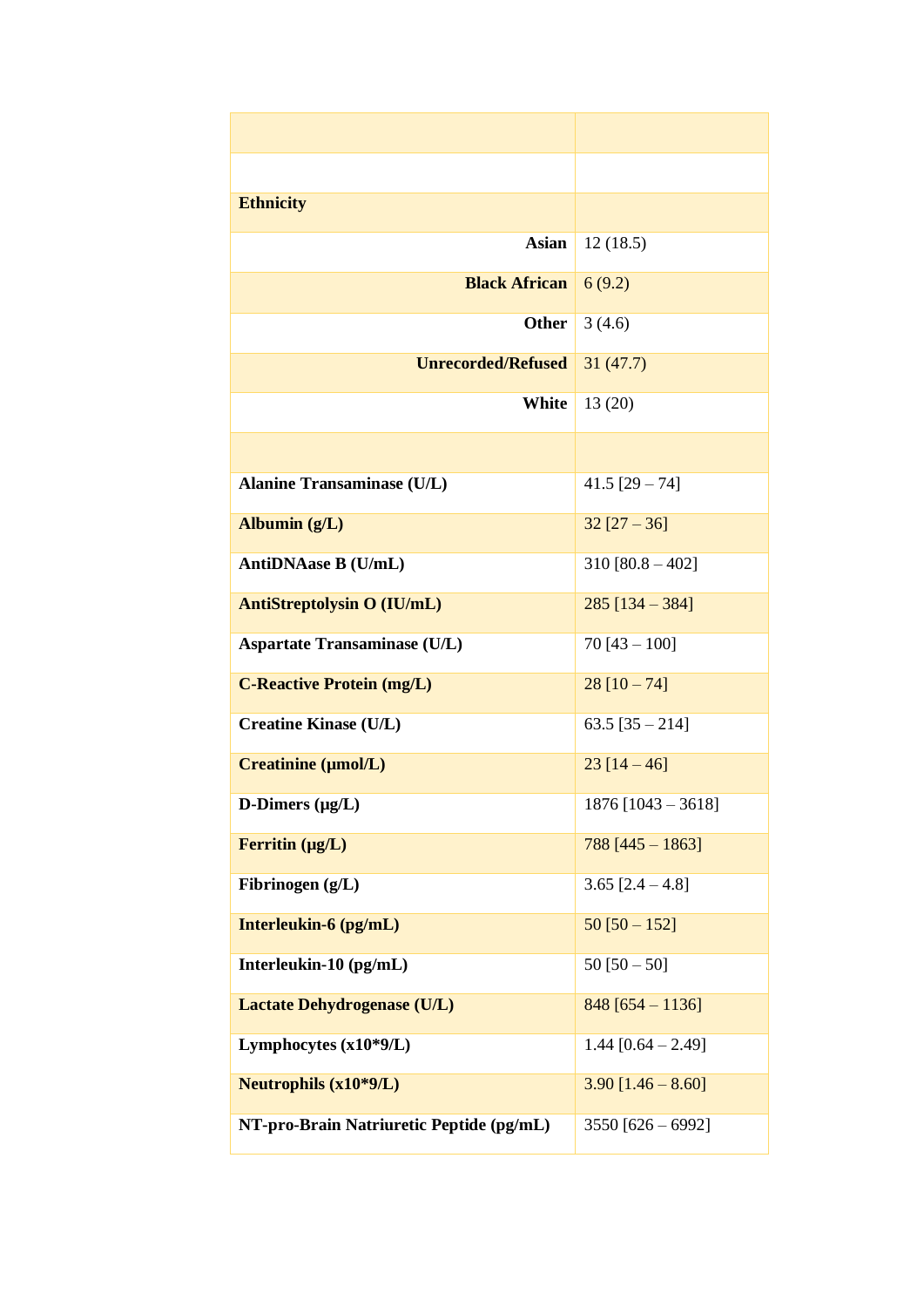| | |
|---|---|
| | |
| **Ethnicity** | |
| **Asian** | 12 (18.5) |
| **Black African** | 6 (9.2) |
| **Other** | 3 (4.6) |
| **Unrecorded/Refused** | 31 (47.7) |
| **White** | 13 (20) |
| | |
| **Alanine Transaminase (U/L)** | 41.5 [29 – 74] |
| **Albumin (g/L)** | 32 [27 – 36] |
| **AntiDNAase B (U/mL)** | 310 [80.8 – 402] |
| **AntiStreptolysin O (IU/mL)** | 285 [134 – 384] |
| **Aspartate Transaminase (U/L)** | 70 [43 – 100] |
| **C-Reactive Protein (mg/L)** | 28 [10 – 74] |
| **Creatine Kinase (U/L)** | 63.5 [35 – 214] |
| **Creatinine (µmol/L)** | 23 [14 – 46] |
| **D-Dimers (µg/L)** | 1876 [1043 – 3618] |
| **Ferritin (µg/L)** | 788 [445 – 1863] |
| **Fibrinogen (g/L)** | 3.65 [2.4 – 4.8] |
| **Interleukin-6 (pg/mL)** | 50 [50 – 152] |
| **Interleukin-10 (pg/mL)** | 50 [50 – 50] |
| **Lactate Dehydrogenase (U/L)** | 848 [654 – 1136] |
| **Lymphocytes (x10*9/L)** | 1.44 [0.64 – 2.49] |
| **Neutrophils (x10*9/L)** | 3.90 [1.46 – 8.60] |
| **NT-pro-Brain Natriuretic Peptide (pg/mL)** | 3550 [626 – 6992] |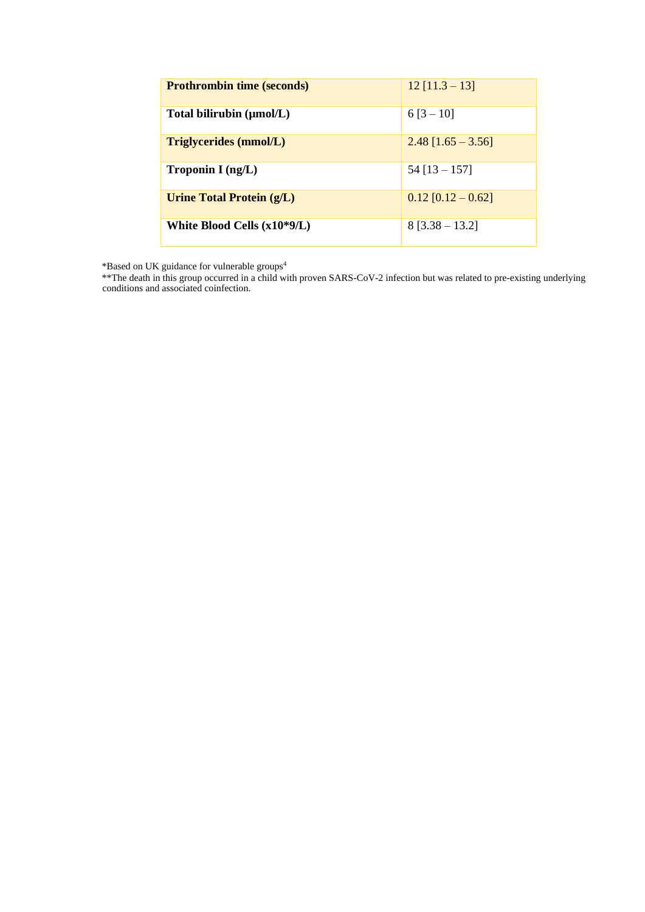| **Prothrombin time (seconds)** | 12 [11.3 – 13] |
|---|---|
| **Total bilirubin (µmol/L)** | 6 [3 – 10] |
| **Triglycerides (mmol/L)** | 2.48 [1.65 – 3.56] |
| **Troponin I (ng/L)** | 54 [13 – 157] |
| **Urine Total Protein (g/L)** | 0.12 [0.12 – 0.62] |
| **White Blood Cells (x10*9/L)** | 8 [3.38 – 13.2] |

*Based on UK guidance for vulnerable groups[4]

**The death in this group occurred in a child with proven SARS-CoV-2 infection but was related to pre-existing underlying conditions and associated coinfection.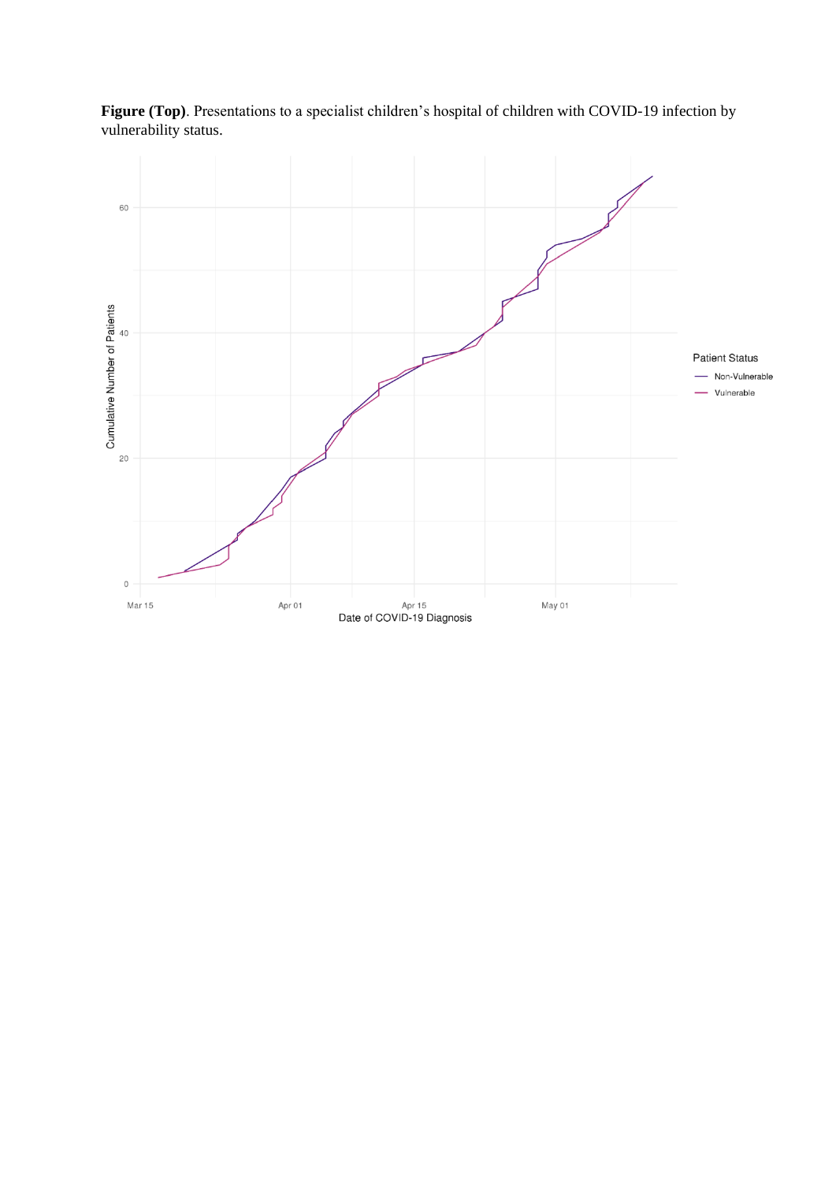**Figure (Top)**. Presentations to a specialist children's hospital of children with COVID-19 infection by vulnerability status.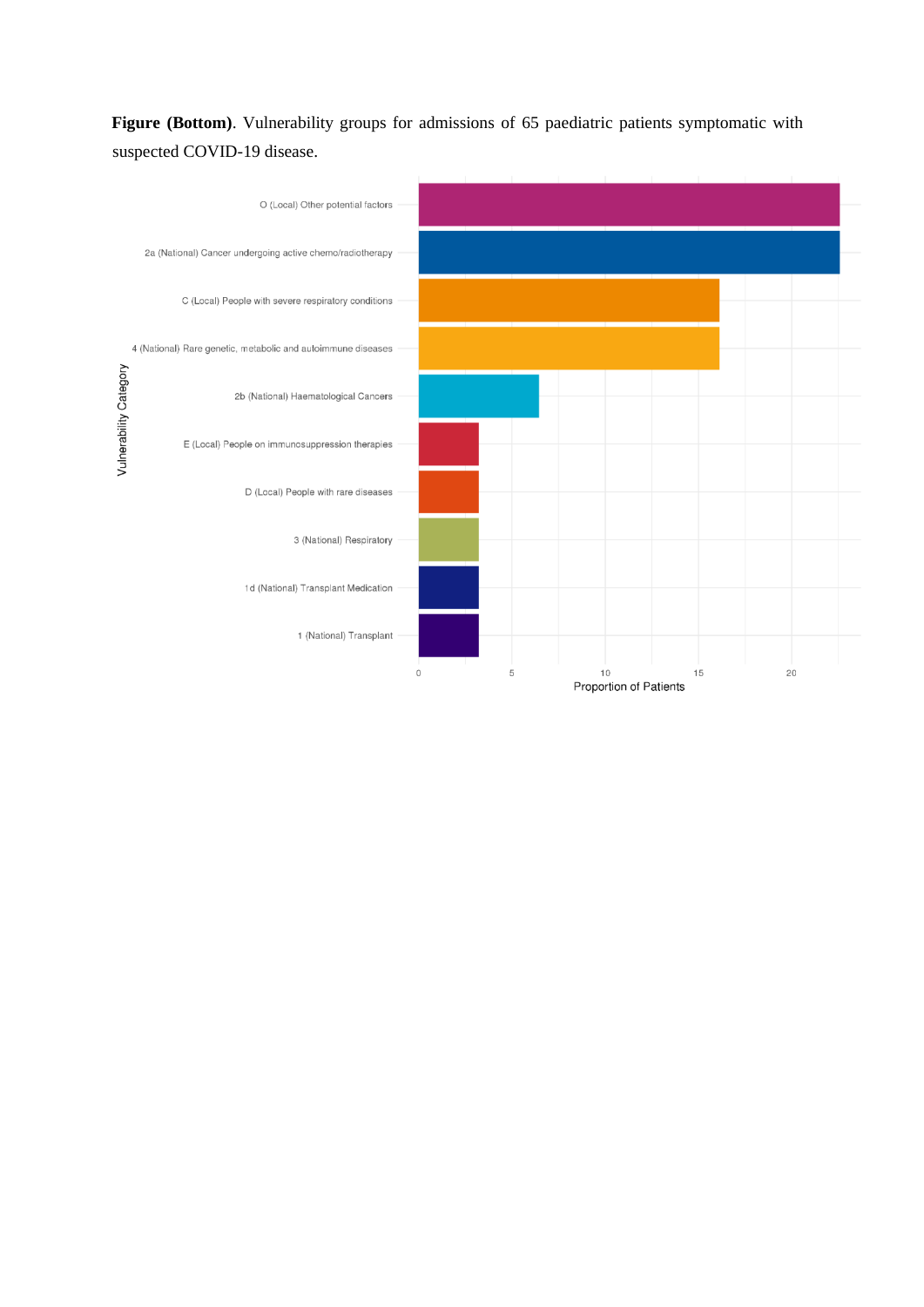**Figure (Bottom)**. Vulnerability groups for admissions of 65 paediatric patients symptomatic with suspected COVID-19 disease.

Vulnerability Category

O (Local) Other potential factors

2a (National) Cancer undergoing active chemo/radiotherapy

C (Local) People with severe respiratory conditions

4 (National) Rare genetic, metabolic and autoimmune diseases

2b (National) Haematological Cancers

E (Local) People on immunosuppression therapies

D (Local) People with rare diseases

3 (National) Respiratory

1d (National) Transplant Medication

1 (National) Transplant

0 5 10 15 20

Proportion of Patients